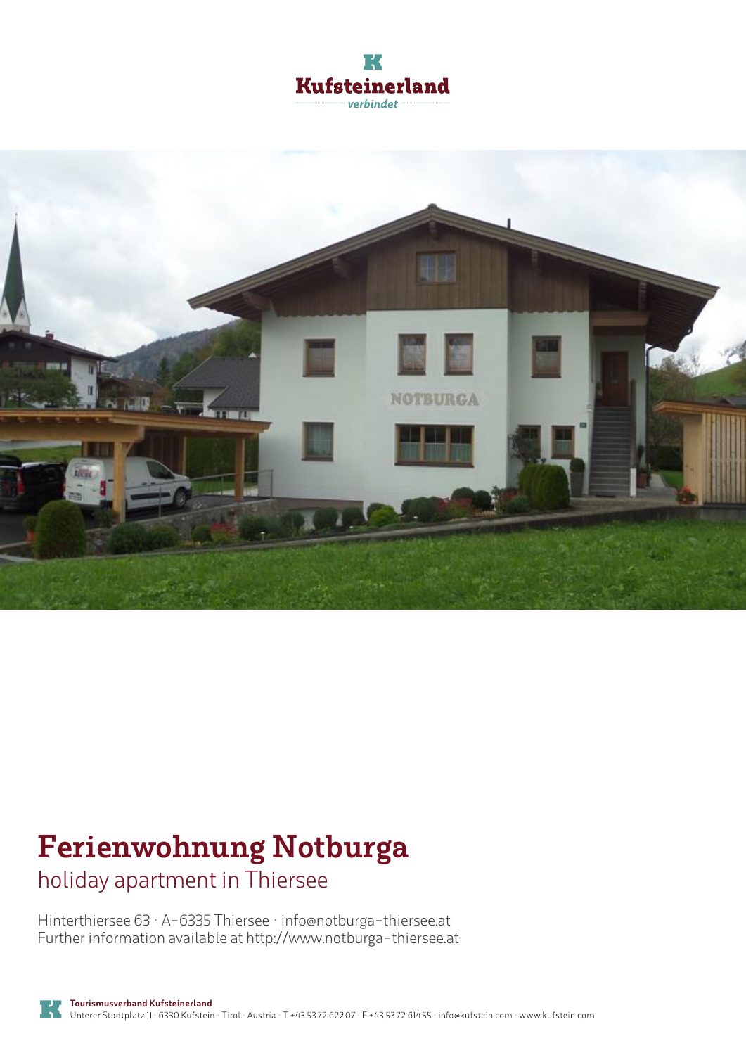Kufsteinerland
verbindet

# Ferienwohnung Notburga

## holiday apartment in Thiersee

Hinterthiersee 63 · A-6335 Thiersee · info@notburga-thiersee.at
Further information available at http://www.notburga-thiersee.at

**Tourismusverband Kufsteinerland**
Unterer Stadtplatz 11 · 6330 Kufstein · Tirol · Austria · T +43 5372 62207 · F +43 5372 61455 · info@kufstein.com · www.kufstein.com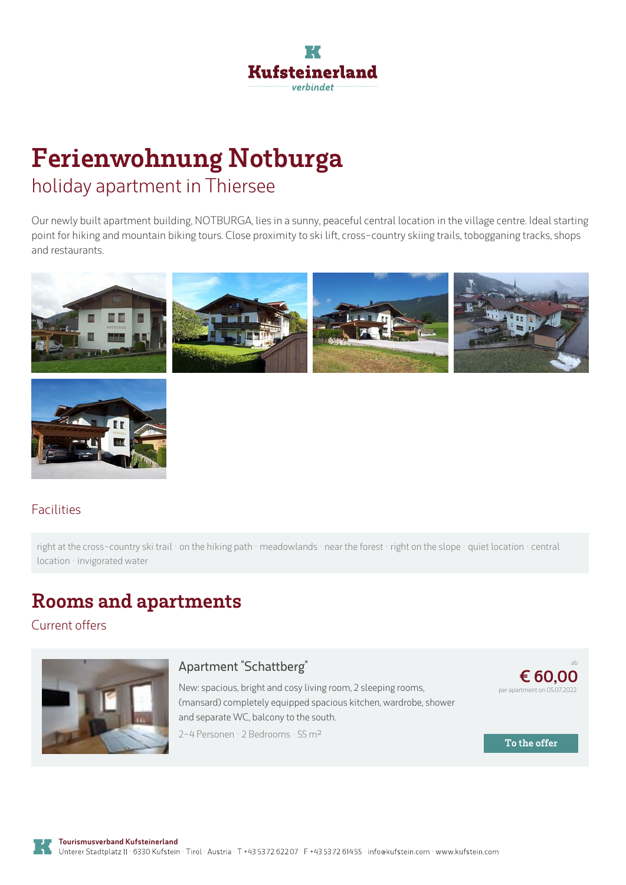# Ferienwohnung Notburga

## holiday apartment in Thiersee

Our newly built apartment building, NOTBURGA, lies in a sunny, peaceful central location in the village centre. Ideal starting point for hiking and mountain biking tours. Close proximity to ski lift, cross-country skiing trails, tobogganing tracks, shops and restaurants.

### Facilities

right at the cross-country ski trail · on the hiking path · meadowlands · near the forest · right on the slope · quiet location · central location · invigorated water

## Rooms and apartments

### Current offers

#### Apartment "Schattberg"

New: spacious, bright and cosy living room, 2 sleeping rooms, (mansard) completely equipped spacious kitchen, wardrobe, shower and separate WC, balcony to the south.

2-4 Personen · 2 Bedrooms · 55 m²

ab **€ 60,00** per apartment on 05.07.2022

To the offer

**Tourismusverband Kufsteinerland**
Unterer Stadtplatz 11 · 6330 Kufstein · Tirol · Austria · T +43 5372 62207 · F +43 5372 61455 · info@kufstein.com · www.kufstein.com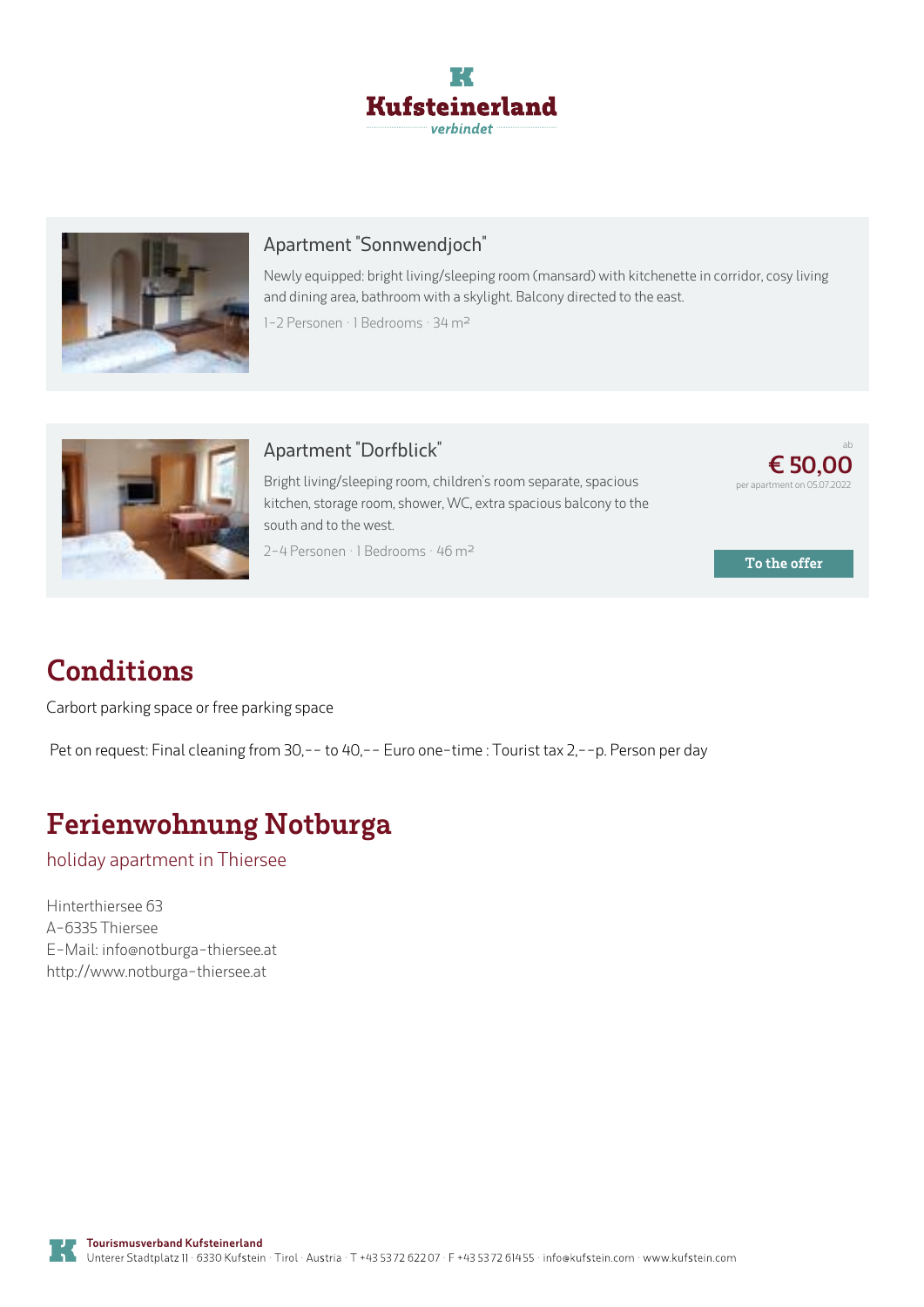### Apartment "Sonnwendjoch"

Newly equipped: bright living/sleeping room (mansard) with kitchenette in corridor, cosy living and dining area, bathroom with a skylight. Balcony directed to the east.

1-2 Personen · 1 Bedrooms · 34 m²

### Apartment "Dorfblick"

Bright living/sleeping room, children's room separate, spacious kitchen, storage room, shower, WC, extra spacious balcony to the south and to the west.

2-4 Personen · 1 Bedrooms · 46 m²

ab
**€ 50,00**
per apartment on 05.07.2022

To the offer

## Conditions

Carbort parking space or free parking space

Pet on request: Final cleaning from 30,-- to 40,-- Euro one-time : Tourist tax 2,--p. Person per day

## Ferienwohnung Notburga

holiday apartment in Thiersee

Hinterthiersee 63
A-6335 Thiersee
E-Mail: info@notburga-thiersee.at
http://www.notburga-thiersee.at